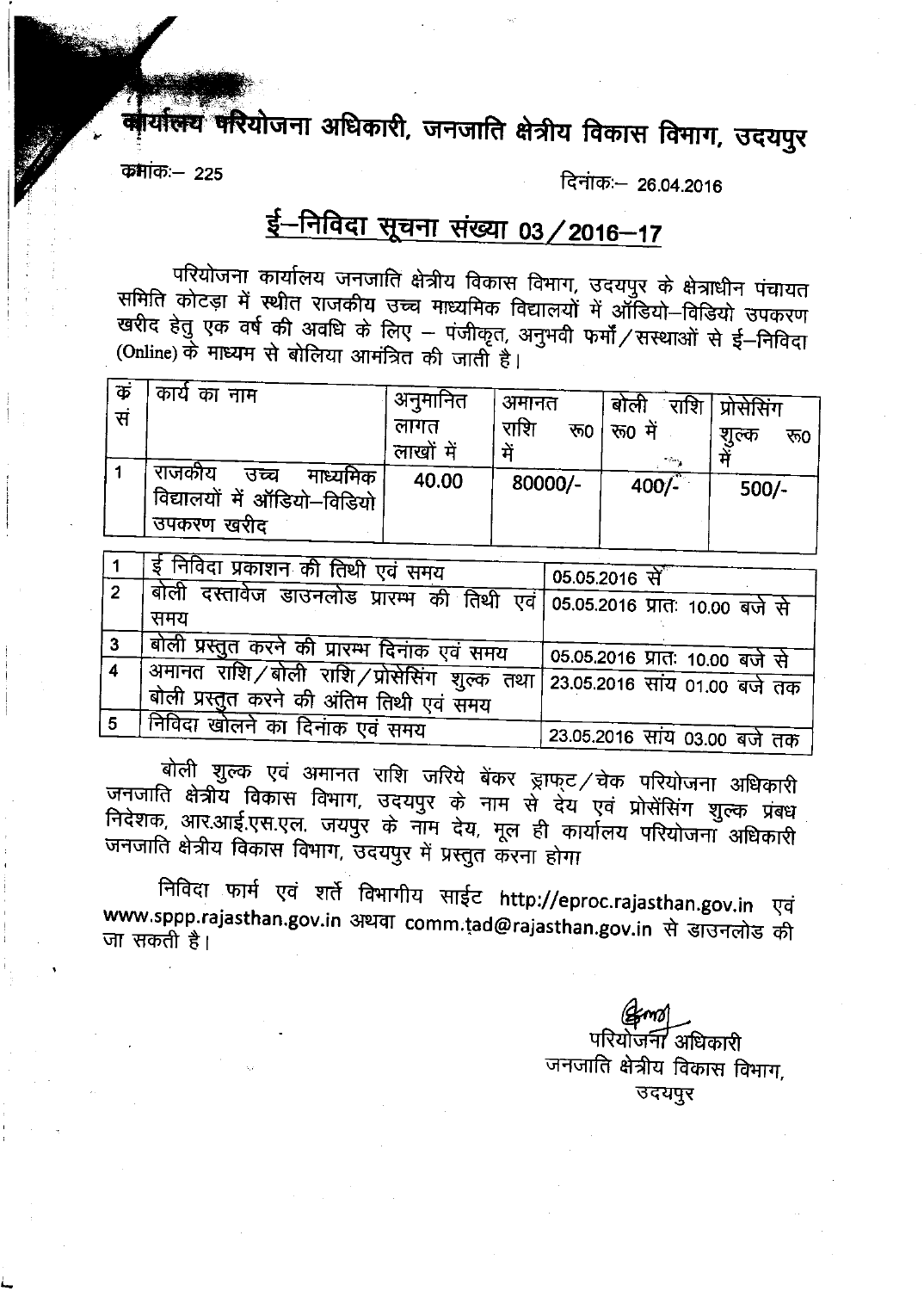# कार्यालय परियोजना अधिकारी, जनजाति क्षेत्रीय विकास विभाग, उदयपुर

क्रमांकः— 225 दिनांकः— 26.04.2016

## ई—निविदा सूचना संख्या 03/2016—17

परियोजना कार्यालय जनजाति क्षेत्रीय विकास विभाग, उदयपुर के क्षेत्राधीन पंचायत समिति कोटड़ा में स्थीत राजकीय उच्च माध्यमिक विद्यालयों में ऑडियो—विडियो उपकरण खरीद हेतु एक वर्ष की अवधि के लिए — पंजीकृत, अनुभवी फर्मों/सस्थाओं से ई—निविदा (Online) के माध्यम से बोलिया आमंत्रित की जाती है।

| क्र सं | कार्य का नाम | अनुमानित लागत लाखों में | अमानत राशि रू0 में | बोली राशि रू0 में | प्रोसेसिंग शुल्क रू0 में |
|---|---|---|---|---|---|
| 1 | राजकीय उच्च माध्यमिक विद्यालयों में ऑडियो—विडियो उपकरण खरीद | 40.00 | 80000/- | 400/- | 500/- |

| | | |
|---|---|---|
| 1 | ई निविदा प्रकाशन की तिथी एवं समय | 05.05.2016 से |
| 2 | बोली दस्तावेज डाउनलोड प्रारम्भ की तिथी एवं समय | 05.05.2016 प्रातः 10.00 बजे से |
| 3 | बोली प्रस्तुत करने की प्रारम्भ दिनांक एवं समय | 05.05.2016 प्रातः 10.00 बजे से |
| 4 | अमानत राशि/बोली राशि/प्रोसेसिंग शुल्क तथा बोली प्रस्तुत करने की अंतिम तिथी एवं समय | 23.05.2016 सांय 01.00 बजे तक |
| 5 | निविदा खोलने का दिनांक एवं समय | 23.05.2016 सांय 03.00 बजे तक |

बोली शुल्क एवं अमानत राशि जरिये बेंकर ड्राफ्ट/चेक परियोजना अधिकारी जनजाति क्षेत्रीय विकास विभाग, उदयपुर के नाम से देय एवं प्रोसेसिंग शुल्क प्रबध निदेशक, आर.आई.एस.एल. जयपुर के नाम देय, मूल ही कार्यालय परियोजना अधिकारी जनजाति क्षेत्रीय विकास विभाग, उदयपुर में प्रस्तुत करना होगा

निविदा फार्म एवं शर्ते विभागीय साईट http://eproc.rajasthan.gov.in एवं www.sppp.rajasthan.gov.in अथवा comm.tad@rajasthan.gov.in से डाउनलोड की जा सकती है।

परियोजना अधिकारी
जनजाति क्षेत्रीय विकास विभाग,
उदयपुर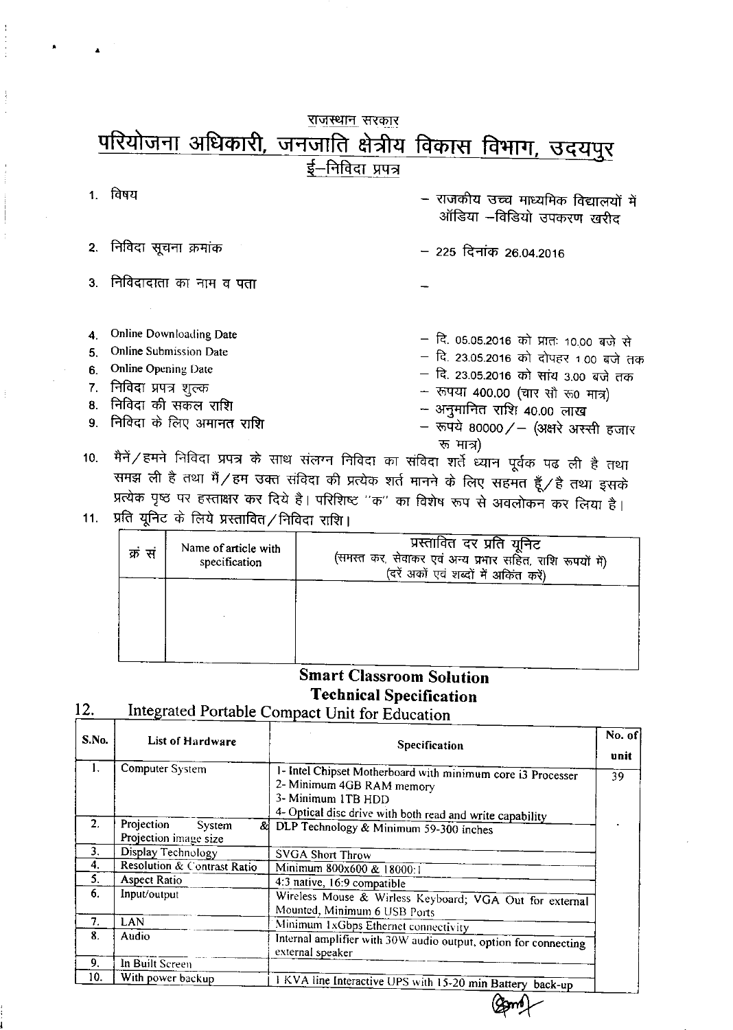राजस्थान सरकार

# परियोजना अधिकारी, जनजाति क्षेत्रीय विकास विभाग, उदयपुर

ई–निविदा प्रपत्र

1. विषय – राजकीय उच्च माध्यमिक विद्यालयों में ऑडिया –विडियो उपकरण खरीद
2. निविदा सूचना क्रमांक – 225 दिनांक 26.04.2016
3. निविदादाता का नाम व पता –
4. Online Downloading Date – दि. 05.05.2016 को प्रातः 10.00 बजे से
5. Online Submission Date – दि. 23.05.2016 को दोपहर 1.00 बजे तक
6. Online Opening Date – दि. 23.05.2016 को सांय 3.00 बजे तक
7. निविदा प्रपत्र शुल्क – रूपया 400.00 (चार सौ रू0 मात्र)
8. निविदा की सकल राशि – अनुमानित राशि 40.00 लाख
9. निविदा के लिए अमानत राशि – रूपये 80000/– (अक्षरे अस्सी हजार रू मात्र)
10. मैनें/हमने निविदा प्रपत्र के साथ संलग्न निविदा का संविदा शर्ते ध्यान पूर्वक पढ ली है तथा समझ ली है तथा मैं/हम उक्त संविदा की प्रत्येक शर्त मानने के लिए सहमत हूँ/है तथा इसके प्रत्येक पृष्ठ पर हस्ताक्षर कर दिये है। परिशिष्ट "क" का विशेष रूप से अवलोकन कर लिया है।
11. प्रति यूनिट के लिये प्रस्तावित/निविदा राशि।

| क्रं सं | Name of article with specification | प्रस्तावित दर प्रति यूनिट (समस्त कर, सेवाकर एवं अन्य प्रभार सहित, राशि रूपयों में) (दरें अकों एवं शब्दों में अंकित करें) |
|---|---|---|
| | | |

## Smart Classroom Solution
## Technical Specification

12. Integrated Portable Compact Unit for Education

| S.No. | List of Hardware | Specification | No. of unit |
|---|---|---|---|
| 1. | Computer System | 1- Intel Chipset Motherboard with minimum core i3 Processer<br>2- Minimum 4GB RAM memory<br>3- Minimum 1TB HDD<br>4- Optical disc drive with both read and write capability | 39 |
| 2. | Projection System & Projection image size | DLP Technology & Minimum 59-300 inches | |
| 3. | Display Technology | SVGA Short Throw | |
| 4. | Resolution & Contrast Ratio | Minimum 800x600 & 18000:1 | |
| 5. | Aspect Ratio | 4:3 native, 16:9 compatible | |
| 6. | Input/output | Wireless Mouse & Wirless Keyboard; VGA Out for external Mounted, Minimum 6 USB Ports | |
| 7. | LAN | Minimum 1xGbps Ethernet connectivity | |
| 8. | Audio | Internal amplifier with 30W audio output, option for connecting external speaker | |
| 9. | In Built Screen | | |
| 10. | With power backup | 1 KVA line Interactive UPS with 15-20 min Battery back-up | |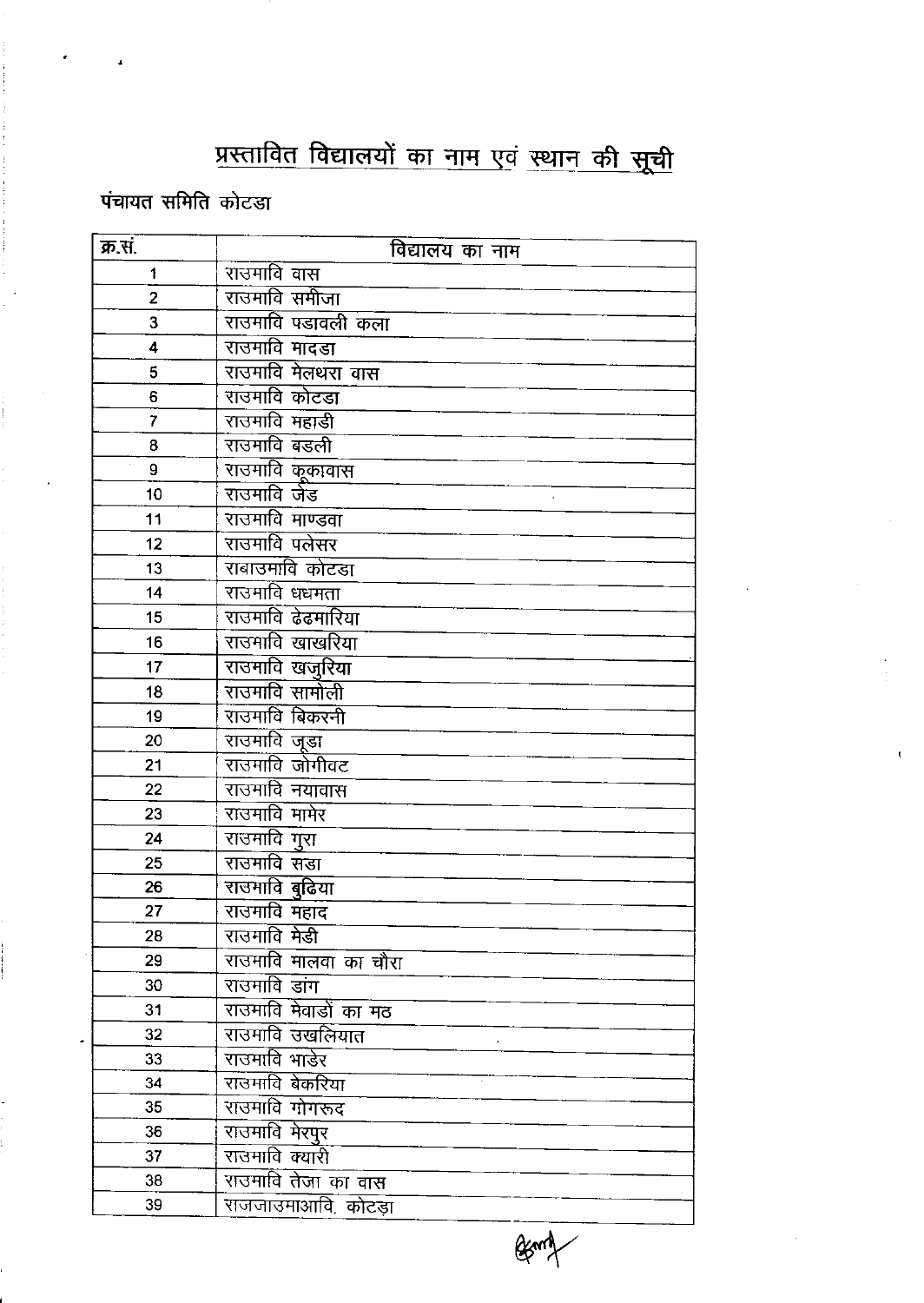# प्रस्तावित विद्यालयों का नाम एवं स्थान की सूची

पंचायत समिति कोटडा

| क्र.सं. | विद्यालय का नाम |
|---|---|
| 1 | राउमावि वास |
| 2 | राउमावि समीजा |
| 3 | राउमावि पडावली कला |
| 4 | राउमावि मादडा |
| 5 | राउमावि मेलथरा वास |
| 6 | राउमावि कोटडा |
| 7 | राउमावि महाडी |
| 8 | राउमावि बडली |
| 9 | राउमावि कूकावास |
| 10 | राउमावि जेड |
| 11 | राउमावि माण्डवा |
| 12 | राउमावि पलेसर |
| 13 | राबाउमावि कोटडा |
| 14 | राउमावि धधमता |
| 15 | राउमावि ढेढमारिया |
| 16 | राउमावि खाखरिया |
| 17 | राउमावि खजुरिया |
| 18 | राउमावि सामोली |
| 19 | राउमावि बिकरनी |
| 20 | राउमावि जूडा |
| 21 | राउमावि जोगीवट |
| 22 | राउमावि नयावास |
| 23 | राउमावि मामेर |
| 24 | राउमावि गुरा |
| 25 | राउमावि सडा |
| 26 | राउमावि बुढिया |
| 27 | राउमावि महाद |
| 28 | राउमावि मेडी |
| 29 | राउमावि मालवा का चौरा |
| 30 | राउमावि डांग |
| 31 | राउमावि मेवाडों का मठ |
| 32 | राउमावि उखलियात |
| 33 | राउमावि भाडेर |
| 34 | राउमावि बेकरिया |
| 35 | राउमावि गोगरूद |
| 36 | राउमावि मेरपुर |
| 37 | राउमावि क्यारी |
| 38 | राउमावि तेजा का वास |
| 39 | राजजाउमाआवि. कोटड़ा |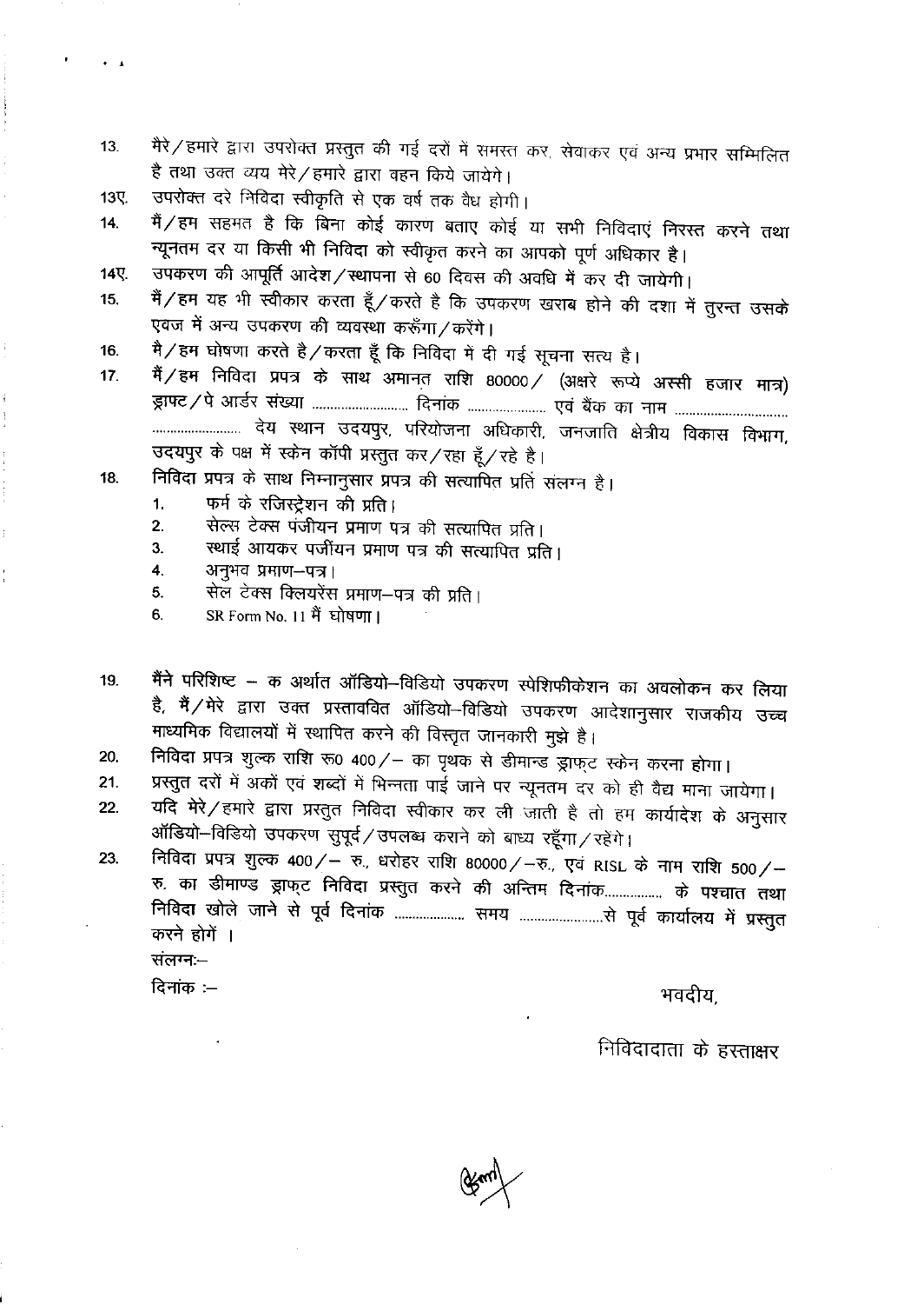13. मैरे/हमारे द्वारा उपरोक्त प्रस्तुत की गई दरों में समस्त कर, सेवाकर एवं अन्य प्रभार सम्मिलित है तथा उक्त व्यय मेरे/हमारे द्वारा वहन किये जायेगे।

13ए. उपरोक्त दरे निविदा स्वीकृति से एक वर्ष तक वैध होगी।

14. मैं/हम सहमत है कि बिना कोई कारण बताए कोई या सभी निविदाएं निरस्त करने तथा न्यूनतम दर या किसी भी निविदा को स्वीकृत करने का आपको पूर्ण अधिकार है।

14ए. उपकरण की आपूर्ति आदेश/स्थापना से 60 दिवस की अवधि में कर दी जायेगी।

15. मैं/हम यह भी स्वीकार करता हूँ/करते है कि उपकरण खराब होने की दशा में तुरन्त उसके एवज में अन्य उपकरण की व्यवस्था करूँगा/करेंगे।

16. मै/हम घोषणा करते है/करता हूँ कि निविदा में दी गई सूचना सत्य है।

17. मैं/हम निविदा प्रपत्र के साथ अमानत राशि 80000/ (अक्षरे रूप्ये अस्सी हजार मात्र) ड्राफ्ट/पे आर्डर संख्या .......................... दिनांक ..................... एवं बैंक का नाम .............................. ......................... देय स्थान उदयपुर, परियोजना अधिकारी, जनजाति क्षेत्रीय विकास विभाग, उदयपुर के पक्ष में स्केन कॉपी प्रस्तुत कर/रहा हूँ/रहे है।

18. निविदा प्रपत्र के साथ निम्नानुसार प्रपत्र की सत्यापित प्रति संलग्न है।
    1. फर्म के रजिस्ट्रेशन की प्रति।
    2. सेल्स टेक्स पंजीयन प्रमाण पत्र की सत्यापित प्रति।
    3. स्थाई आयकर पजींयन प्रमाण पत्र की सत्यापित प्रति।
    4. अनुभव प्रमाण–पत्र।
    5. सेल टेक्स क्लियरेंस प्रमाण–पत्र की प्रति।
    6. SR Form No. 11 मैं घोषणा।

19. मैंने परिशिष्ट – क अर्थात ऑडियो–विडियो उपकरण स्पेशिफीकेशन का अवलोकन कर लिया है, मैं/मेरे द्वारा उक्त प्रस्तावित ऑडियो–विडियो उपकरण आदेशानुसार राजकीय उच्च माध्यमिक विद्यालयों में स्थापित करने की विस्तृत जानकारी मुझे है।

20. निविदा प्रपत्र शुल्क राशि रू0 400/– का पृथक से डीमान्ड ड्राफ्ट स्केन करना होगा।

21. प्रस्तुत दरों में अकों एवं शब्दों में भिन्नता पाई जाने पर न्यूनतम दर को ही वैद्य माना जायेगा।

22. यदि मेरे/हमारे द्वारा प्रस्तुत निविदा स्वीकार कर ली जाती है तो हम कार्यादेश के अनुसार ऑडियो–विडियो उपकरण सुपूर्द/उपलब्ध कराने को बाध्य रहूँगा/रहेंगे।

23. निविदा प्रपत्र शुल्क 400/– रु., धरोहर राशि 80000/–रु., एवं RISL के नाम राशि 500/– रु. का डीमाण्ड ड्राफ्ट निविदा प्रस्तुत करने की अन्तिम दिनांक................ के पश्चात तथा निविदा खोले जाने से पूर्व दिनांक .................... समय .......................से पूर्व कार्यालय में प्रस्तुत करने होगें ।

संलग्नः–

दिनांक :–

भवदीय,

निविदादाता के हस्ताक्षर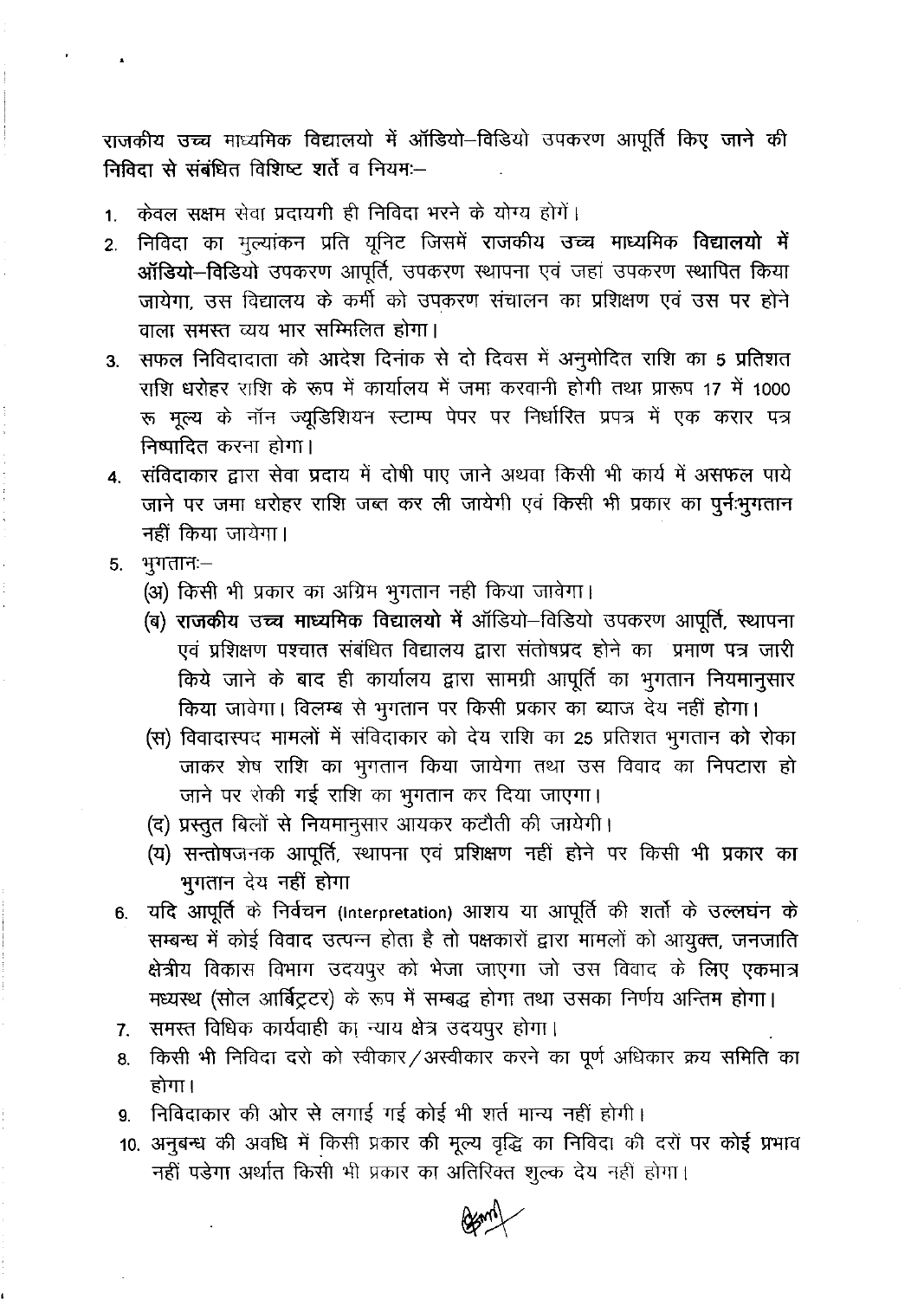**राजकीय उच्च माध्यमिक विद्यालयो में ऑडियो–विडियो उपकरण आपूर्ति किए जाने की निविदा से संबंधित विशिष्ट शर्तें व नियमः–**

1. केवल सक्षम सेवा प्रदायगी ही निविदा भरने के योग्य होगें।
2. निविदा का मुल्यांकन प्रति यूनिट जिसमें **राजकीय उच्च माध्यमिक विद्यालयो में ऑडियो–विडियो** उपकरण आपूर्ति, उपकरण स्थापना एवं जहां उपकरण स्थापित किया जायेगा, उस विद्यालय के कर्मी को उपकरण संचालन का प्रशिक्षण एवं उस पर होने वाला समस्त व्यय भार सम्मिलित होगा।
3. सफल निविदादाता को आदेश दिनांक से दो दिवस में अनुमोदित राशि का 5 प्रतिशत राशि धरोहर राशि के रूप में कार्यालय में जमा करवानी होगी तथा प्रारूप 17 में 1000 रू मूल्य के नॉन ज्यूडिशियन स्टाम्प पेपर पर निर्धारित प्रपत्र में एक करार पत्र निष्पादित करना होगा।
4. संविदाकार द्वारा सेवा प्रदाय में दोषी पाए जाने अथवा किसी भी कार्य में असफल पाये जाने पर जमा धरोहर राशि जब्त कर ली जायेगी एवं किसी भी प्रकार का पुर्नःभुगतान नहीं किया जायेगा।
5. भुगतानः–
   (अ) किसी भी प्रकार का अग्रिम भुगतान नही किया जावेगा।
   (ब) **राजकीय उच्च माध्यमिक विद्यालयो में** ऑडियो–विडियो उपकरण आपूर्ति, स्थापना एवं प्रशिक्षण पश्चात संबंधित विद्यालय द्वारा संतोषप्रद होने का प्रमाण पत्र जारी किये जाने के बाद ही कार्यालय द्वारा सामग्री आपूर्ति का भुगतान नियमानुसार किया जावेगा। विलम्ब से भुगतान पर किसी प्रकार का ब्याज देय नहीं होगा।
   (स) विवादास्पद मामलों में संविदाकार को देय राशि का 25 प्रतिशत भुगतान को रोका जाकर शेष राशि का भुगतान किया जायेगा तथा उस विवाद का निपटारा हो जाने पर रोकी गई राशि का भुगतान कर दिया जाएगा।
   (द) प्रस्तुत बिलों से नियमानुसार आयकर कटौती की जायेगी।
   (य) सन्तोषजनक आपूर्ति, स्थापना एवं प्रशिक्षण नहीं होने पर किसी भी प्रकार का भुगतान देय नहीं होगा
6. यदि आपूर्ति के निर्वचन (Interpretation) आशय या आपूर्ति की शर्तो के उल्लघंन के सम्बन्ध में कोई विवाद उत्पन्न होता है तो पक्षकारों द्वारा मामलों को आयुक्त, जनजाति क्षेत्रीय विकास विभाग उदयपुर को भेजा जाएगा जो उस विवाद के लिए एकमात्र मध्यस्थ (सोल आर्बिट्रटर) के रूप में सम्बद्ध होगा तथा उसका निर्णय अन्तिम होगा।
7. समस्त विधिक कार्यवाही का न्याय क्षेत्र उदयपुर होगा।
8. किसी भी निविदा दरो को स्वीकार/अस्वीकार करने का पूर्ण अधिकार क्रय समिति का होगा।
9. निविदाकार की ओर से लगाई गई कोई भी शर्त मान्य नहीं होगी।
10. अनुबन्ध की अवधि में किसी प्रकार की मूल्य वृद्धि का निविदा की दरों पर कोई प्रभाव नहीं पडेगा अर्थात किसी भी प्रकार का अतिरिक्त शुल्क देय नहीं होगा।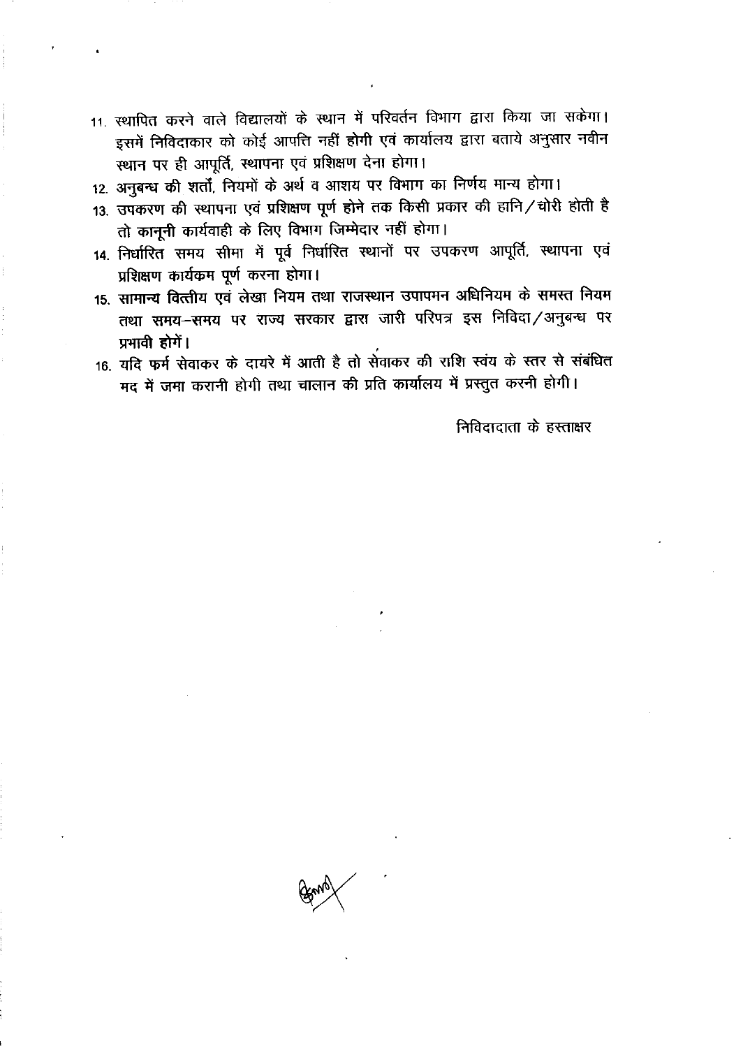11. स्थापित करने वाले विद्यालयों के स्थान में परिवर्तन विभाग द्वारा किया जा सकेगा। इसमें निविदाकार को कोई आपत्ति नहीं होगी एवं कार्यालय द्वारा बताये अनुसार नवीन स्थान पर ही आपूर्ति, स्थापना एवं प्रशिक्षण देना होगा।
12. अनुबन्ध की शर्तों, नियमों के अर्थ व आशय पर विभाग का निर्णय मान्य होगा।
13. उपकरण की स्थापना एवं प्रशिक्षण पूर्ण होने तक किसी प्रकार की हानि/चोरी होती है तो कानूनी कार्यवाही के लिए विभाग जिम्मेदार नहीं होगा।
14. निर्धारित समय सीमा में पूर्व निर्धारित स्थानों पर उपकरण आपूर्ति, स्थापना एवं प्रशिक्षण कार्यक्रम पूर्ण करना होगा।
15. सामान्य वित्तीय एवं लेखा नियम तथा राजस्थान उपापमन अधिनियम के समस्त नियम तथा समय-समय पर राज्य सरकार द्वारा जारी परिपत्र इस निविदा/अनुबन्ध पर प्रभावी होगें।
16. यदि फर्म सेवाकर के दायरे में आती है तो सेवाकर की राशि स्वंय के स्तर से संबंधित मद में जमा करानी होगी तथा चालान की प्रति कार्यालय में प्रस्तुत करनी होगी।

निविदादाता के हस्ताक्षर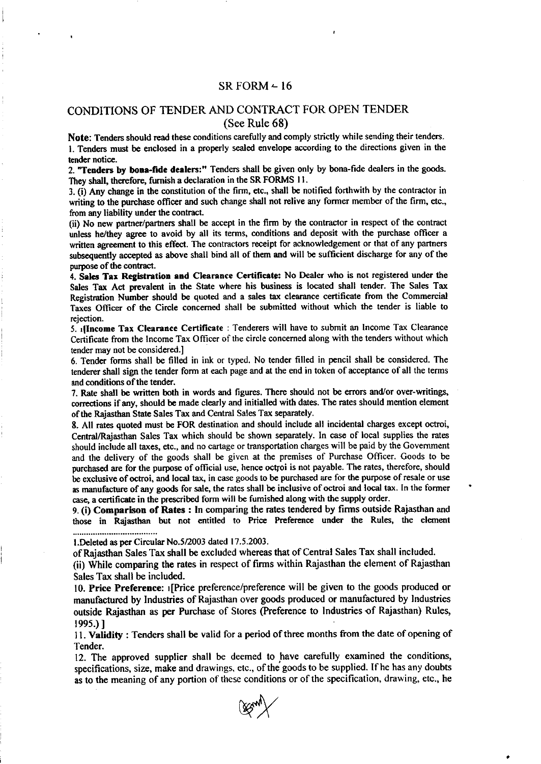# SR FORM – 16

## CONDITIONS OF TENDER AND CONTRACT FOR OPEN TENDER
(See Rule 68)

**Note:** Tenders should read these conditions carefully and comply strictly while sending their tenders.

1. Tenders must be enclosed in a properly sealed envelope according to the directions given in the tender notice.

2. **"Tenders by bona-fide dealers:"** Tenders shall be given only by bona-fide dealers in the goods. They shall, therefore, furnish a declaration in the SR FORMS 11.

3. (i) Any change in the constitution of the firm, etc., shall be notified forthwith by the contractor in writing to the purchase officer and such change shall not relive any former member of the firm, etc., from any liability under the contract.

(ii) No new partner/partners shall be accept in the firm by the contractor in respect of the contract unless he/they agree to avoid by all its terms, conditions and deposit with the purchase officer a written agreement to this effect. The contractors receipt for acknowledgement or that of any partners subsequently accepted as above shall bind all of them and will be sufficient discharge for any of the purpose of the contract.

4. **Sales Tax Registration and Clearance Certificate:** No Dealer who is not registered under the Sales Tax Act prevalent in the State where his business is located shall tender. The Sales Tax Registration Number should be quoted and a sales tax clearance certificate from the Commercial Taxes Officer of the Circle concerned shall be submitted without which the tender is liable to rejection.

5. [1][**Income Tax Clearance Certificate** : Tenderers will have to submit an Income Tax Clearance Certificate from the Income Tax Officer of the circle concerned along with the tenders without which tender may not be considered.]

6. Tender forms shall be filled in ink or typed. No tender filled in pencil shall be considered. The tenderer shall sign the tender form at each page and at the end in token of acceptance of all the terms and conditions of the tender.

7. Rate shall be written both in words and figures. There should not be errors and/or over-writings, corrections if any, should be made clearly and initialled with dates. The rates should mention element of the Rajasthan State Sales Tax and Central Sales Tax separately.

8. All rates quoted must be FOR destination and should include all incidental charges except octroi, Central/Rajasthan Sales Tax which should be shown separately. In case of local supplies the rates should include all taxes, etc., and no cartage or transportation charges will be paid by the Government and the delivery of the goods shall be given at the premises of Purchase Officer. Goods to be purchased are for the purpose of official use, hence octroi is not payable. The rates, therefore, should be exclusive of octroi, and local tax, in case goods to be purchased are for the purpose of resale or use as manufacture of any goods for sale, the rates shall be inclusive of octroi and local tax. In the former case, a certificate in the prescribed form will be furnished along with the supply order.

9. (i) **Comparison of Rates :** In comparing the rates tendered by firms outside Rajasthan and those in Rajasthan but not entitled to Price Preference under the Rules, the element of Rajasthan Sales Tax shall be excluded whereas that of Central Sales Tax shall included.

(ii) While comparing the rates in respect of firms within Rajasthan the element of Rajasthan Sales Tax shall be included.

10. **Price Preference:** [1][Price preference/preference will be given to the goods produced or manufactured by Industries of Rajasthan over goods produced or manufactured by Industries outside Rajasthan as per Purchase of Stores (Preference to Industries of Rajasthan) Rules, 1995.)]

11. **Validity** : Tenders shall be valid for a period of three months from the date of opening of Tender.

12. The approved supplier shall be deemed to have carefully examined the conditions, specifications, size, make and drawings, etc., of the goods to be supplied. If he has any doubts as to the meaning of any portion of these conditions or of the specification, drawing, etc., he

.....................................

1.Deleted as per Circular No.5/2003 dated 17.5.2003.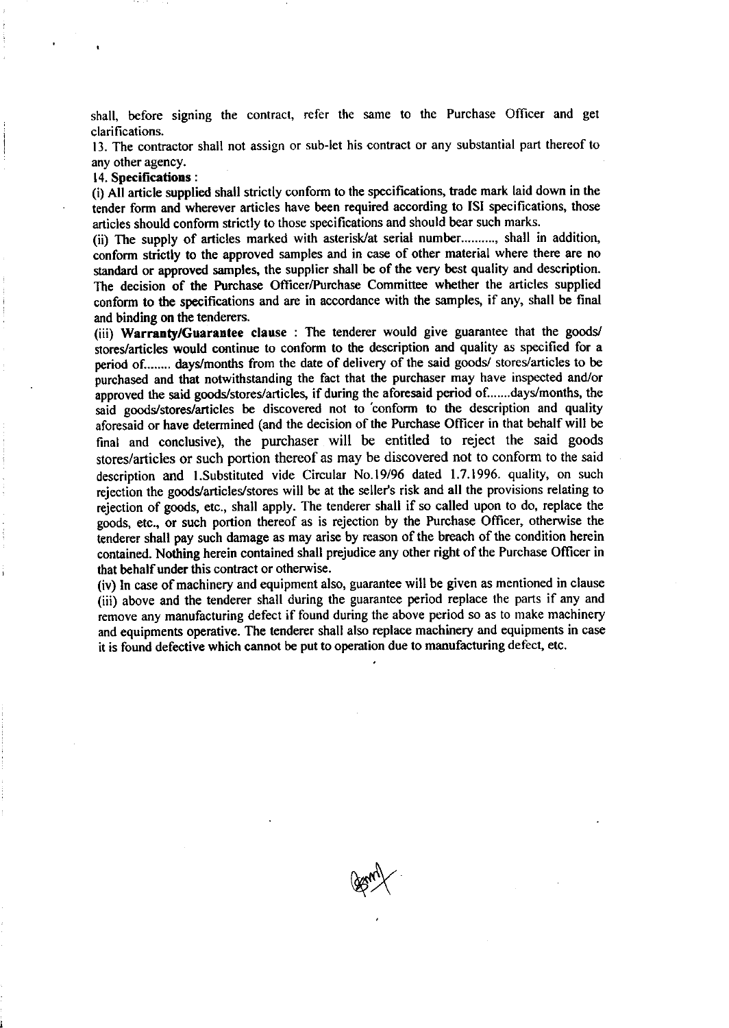shall, before signing the contract, refer the same to the Purchase Officer and get clarifications.

13. The contractor shall not assign or sub-let his contract or any substantial part thereof to any other agency.

14. **Specifications** :

(i) All article supplied shall strictly conform to the specifications, trade mark laid down in the tender form and wherever articles have been required according to ISI specifications, those articles should conform strictly to those specifications and should bear such marks.

(ii) The supply of articles marked with asterisk/at serial number.........., shall in addition, conform strictly to the approved samples and in case of other material where there are no standard or approved samples, the supplier shall be of the very best quality and description. The decision of the Purchase Officer/Purchase Committee whether the articles supplied conform to the specifications and are in accordance with the samples, if any, shall be final and binding on the tenderers.

(iii) **Warranty/Guarantee clause** : The tenderer would give guarantee that the goods/ stores/articles would continue to conform to the description and quality as specified for a period of........ days/months from the date of delivery of the said goods/ stores/articles to be purchased and that notwithstanding the fact that the purchaser may have inspected and/or approved the said goods/stores/articles, if during the aforesaid period of.......days/months, the said goods/stores/articles be discovered not to 'conform to the description and quality aforesaid or have determined (and the decision of the Purchase Officer in that behalf will be final and conclusive), the purchaser will be entitled to reject the said goods stores/articles or such portion thereof as may be discovered not to conform to the said description and 1.Substituted vide Circular No.19/96 dated 1.7.1996. quality, on such rejection the goods/articles/stores will be at the seller's risk and all the provisions relating to rejection of goods, etc., shall apply. The tenderer shall if so called upon to do, replace the goods, etc., or such portion thereof as is rejection by the Purchase Officer, otherwise the tenderer shall pay such damage as may arise by reason of the breach of the condition herein contained. Nothing herein contained shall prejudice any other right of the Purchase Officer in that behalf under this contract or otherwise.

(iv) In case of machinery and equipment also, guarantee will be given as mentioned in clause (iii) above and the tenderer shall during the guarantee period replace the parts if any and remove any manufacturing defect if found during the above period so as to make machinery and equipments operative. The tenderer shall also replace machinery and equipments in case it is found defective which cannot be put to operation due to manufacturing defect, etc.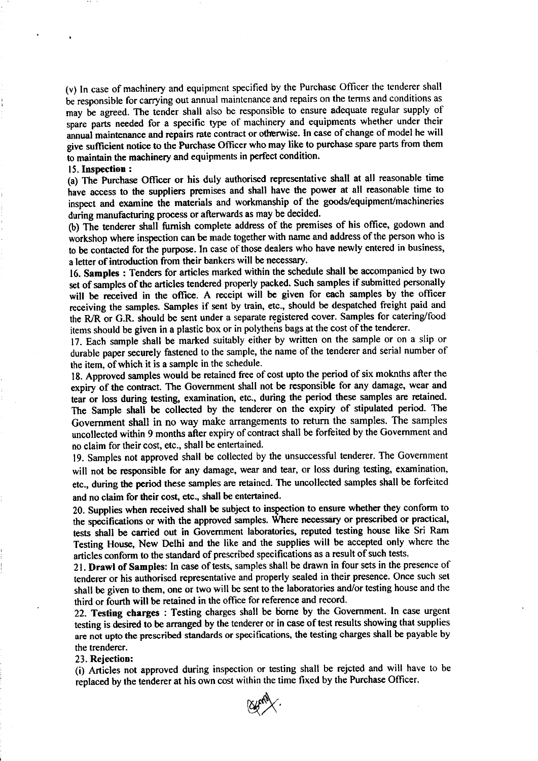(v) In case of machinery and equipment specified by the Purchase Officer the tenderer shall be responsible for carrying out annual maintenance and repairs on the terms and conditions as may be agreed. The tender shall also be responsible to ensure adequate regular supply of spare parts needed for a specific type of machinery and equipments whether under their annual maintenance and repairs rate contract or otherwise. In case of change of model he will give sufficient notice to the Purchase Officer who may like to purchase spare parts from them to maintain the machinery and equipments in perfect condition.

**15. Inspection :**

(a) The Purchase Officer or his duly authorised representative shall at all reasonable time have access to the suppliers premises and shall have the power at all reasonable time to inspect and examine the materials and workmanship of the goods/equipment/machineries during manufacturing process or afterwards as may be decided.

(b) The tenderer shall furnish complete address of the premises of his office, godown and workshop where inspection can be made together with name and address of the person who is to be contacted for the purpose. In case of those dealers who have newly entered in business, a letter of introduction from their bankers will be necessary.

16. **Samples** : Tenders for articles marked within the schedule shall be accompanied by two set of samples of the articles tendered properly packed. Such samples if submitted personally will be received in the office. A receipt will be given for each samples by the officer receiving the samples. Samples if sent by train, etc., should be despatched freight paid and the R/R or G.R. should be sent under a separate registered cover. Samples for catering/food items should be given in a plastic box or in polythens bags at the cost of the tenderer.

17. Each sample shall be marked suitably either by written on the sample or on a slip or durable paper securely fastened to the sample, the name of the tenderer and serial number of the item, of which it is a sample in the schedule.

18. Approved samples would be retained free of cost upto the period of six moknths after the expiry of the contract. The Government shall not be responsible for any damage, wear and tear or loss during testing, examination, etc., during the period these samples are retained. The Sample shall be collected by the tenderer on the expiry of stipulated period. The Government shall in no way make arrangements to return the samples. The samples uncollected within 9 months after expiry of contract shall be forfeited by the Government and no claim for their cost, etc., shall be entertained.

19. Samples not approved shall be collected by the unsuccessful tenderer. The Government will not be responsible for any damage, wear and tear, or loss during testing, examination, etc., during the period these samples are retained. The uncollected samples shall be forfeited and no claim for their cost, etc., shall be entertained.

20. Supplies when received shall be subject to inspection to ensure whether they conform to the specifications or with the approved samples. Where necessary or prescribed or practical, tests shall be carried out in Government laboratories, reputed testing house like Sri Ram Testing House, New Delhi and the like and the supplies will be accepted only where the articles conform to the standard of prescribed specifications as a result of such tests.

21. **Drawl of Samples:** In case of tests, samples shall be drawn in four sets in the presence of tenderer or his authorised representative and properly sealed in their presence. Once such set shall be given to them, one or two will be sent to the laboratories and/or testing house and the third or fourth will be retained in the office for reference and record.

22. **Testing charges** : Testing charges shall be borne by the Government. In case urgent testing is desired to be arranged by the tenderer or in case of test results showing that supplies are not upto the prescribed standards or specifications, the testing charges shall be payable by the trenderer.

23. **Rejection:**

(i) Articles not approved during inspection or testing shall be rejcted and will have to be replaced by the tenderer at his own cost within the time fixed by the Purchase Officer.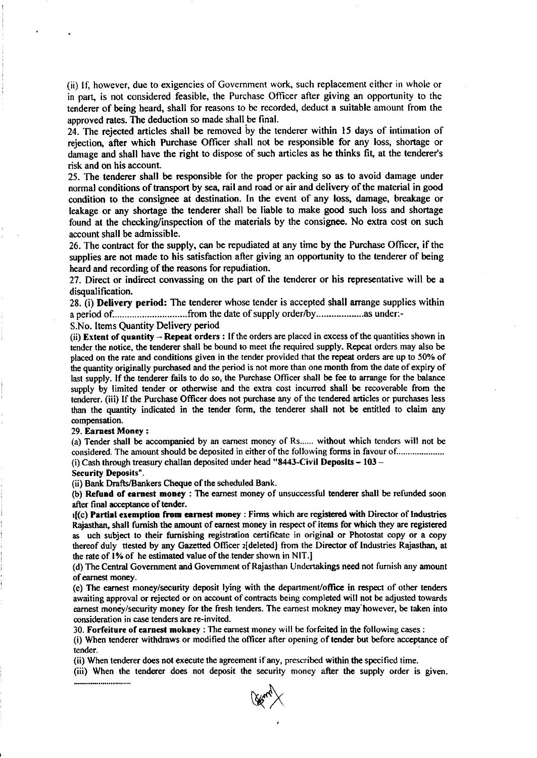(ii) If, however, due to exigencies of Government work, such replacement either in whole or in part, is not considered feasible, the Purchase Officer after giving an opportunity to the tenderer of being heard, shall for reasons to be recorded, deduct a suitable amount from the approved rates. The deduction so made shall be final.

24. The rejected articles shall be removed by the tenderer within 15 days of intimation of rejection, after which Purchase Officer shall not be responsible for any loss, shortage or damage and shall have the right to dispose of such articles as he thinks fit, at the tenderer's risk and on his account.

25. The tenderer shall be responsible for the proper packing so as to avoid damage under normal conditions of transport by sea, rail and road or air and delivery of the material in good condition to the consignee at destination. In the event of any loss, damage, breakage or leakage or any shortage the tenderer shall be liable to make good such loss and shortage found at the checking/inspection of the materials by the consignee. No extra cost on such account shall be admissible.

26. The contract for the supply, can be repudiated at any time by the Purchase Officer, if the supplies are not made to his satisfaction after giving an opportunity to the tenderer of being heard and recording of the reasons for repudiation.

27. Direct or indirect convassing on the part of the tenderer or his representative will be a disqualification.

28. (i) **Delivery period:** The tenderer whose tender is accepted shall arrange supplies within a period of.............................from the date of supply order/by...................as under:-

S.No. Items Quantity Delivery period

(ii) **Extent of quantity – Repeat orders :** If the orders are placed in excess of the quantities shown in tender the notice, the tenderer shall be bound to meet the required supply. Repeat orders may also be placed on the rate and conditions given in the tender provided that the repeat orders are up to 50% of the quantity originally purchased and the period is not more than one month from the date of expiry of last supply. If the tenderer fails to do so, the Purchase Officer shall be fee to arrange for the balance supply by limited tender or otherwise and the extra cost incurred shall be recoverable from the tenderer. (iii) If the Purchase Officer does not purchase any of the tendered articles or purchases less than the quantity indicated in the tender form, the tenderer shall not be entitled to claim any compensation.

29. **Earnest Money :**

(a) Tender shall be accompanied by an earnest money of Rs...... without which tenders will not be considered. The amount should be deposited in either of the following forms in favour of....................

(i) Cash through treasury challan deposited under head **"8443-Civil Deposits – 103 – Security Deposits"**.

(ii) Bank Drafts/Bankers Cheque of the scheduled Bank.

(b) **Refund of earnest money :** The earnest money of unsuccessful tenderer shall be refunded soon after final acceptance of tender.

1[(c) **Partial exemption from earnest money :** Firms which are registered with Director of Industries Rajasthan, shall furnish the amount of earnest money in respect of items for which they are registered as uch subject to their furnishing registration certificate in original or Photostat copy or a copy thereof duly ttested by any Gazetted Officer 2[deleted] from the Director of Industries Rajasthan, at the rate of 1% of he estimated value of the tender shown in NIT.]

(d) The Central Government and Government of Rajasthan Undertakings need not furnish any amount of earnest money.

(e) The earnest money/security deposit lying with the department/office in respect of other tenders awaiting approval or rejected or on account of contracts being completed will not be adjusted towards earnest money/security money for the fresh tenders. The earnest mokney may however, be taken into consideration in case tenders are re-invited.

30. **Forfeiture of earnest mokney :** The earnest money will be forfeited in the following cases :

(i) When tenderer withdraws or modified the officer after opening of tender but before acceptance of tender.

(ii) When tenderer does not execute the agreement if any, prescribed within the specified time.

(iii) When the tenderer does not deposit the security money after the supply order is given.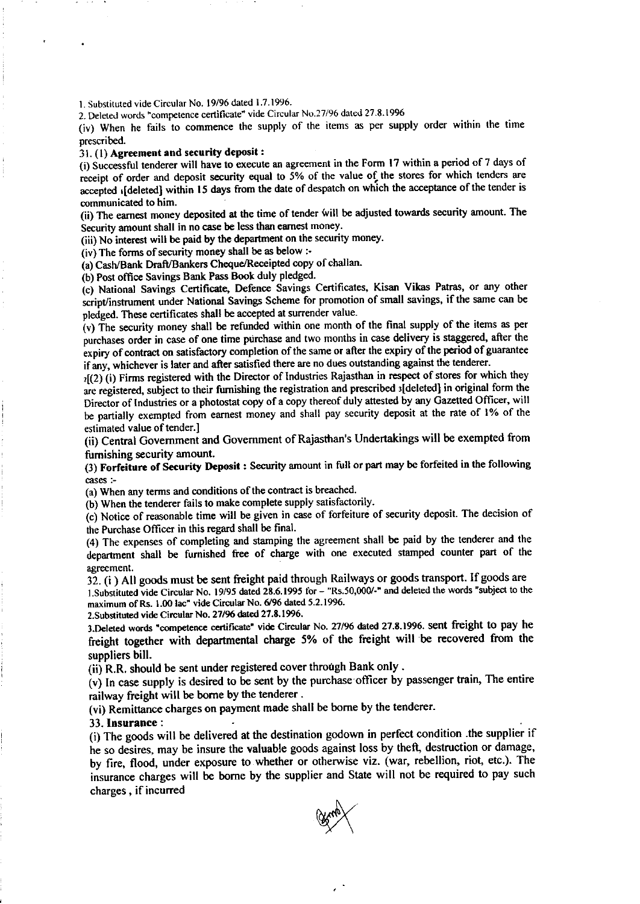1. Substituted vide Circular No. 19/96 dated 1.7.1996.

2. Deleted words "competence certificate" vide Circular No.27/96 dated 27.8.1996

(iv) When he fails to commence the supply of the items as per supply order within the time prescribed.

31. (1) **Agreement and security deposit :**

(i) Successful tenderer will have to execute an agreement in the Form 17 within a period of 7 days of receipt of order and deposit security equal to 5% of the value of the stores for which tenders are accepted 1[deleted] within 15 days from the date of despatch on which the acceptance of the tender is communicated to him.

(ii) The earnest money deposited at the time of tender will be adjusted towards security amount. The Security amount shall in no case be less than earnest money.

(iii) No interest will be paid by the department on the security money.

(iv) The forms of security money shall be as below :-

(a) Cash/Bank Draft/Bankers Cheque/Receipted copy of challan.

(b) Post office Savings Bank Pass Book duly pledged.

(c) National Savings Certificate, Defence Savings Certificates, Kisan Vikas Patras, or any other script/instrument under National Savings Scheme for promotion of small savings, if the same can be pledged. These certificates shall be accepted at surrender value.

(v) The security money shall be refunded within one month of the final supply of the items as per purchases order in case of one time purchase and two months in case delivery is staggered, after the expiry of contract on satisfactory completion of the same or after the expiry of the period of guarantee if any, whichever is later and after satisfied there are no dues outstanding against the tenderer.

2[(2) (i) Firms registered with the Director of Industries Rajasthan in respect of stores for which they are registered, subject to their furnishing the registration and prescribed 3[deleted] in original form the Director of Industries or a photostat copy of a copy thereof duly attested by any Gazetted Officer, will be partially exempted from earnest money and shall pay security deposit at the rate of 1% of the estimated value of tender.]

(ii) Central Government and Government of Rajasthan's Undertakings will be exempted from furnishing security amount.

(3) **Forfeiture of Security Deposit :** Security amount in full or part may be forfeited in the following cases :-

(a) When any terms and conditions of the contract is breached.

(b) When the tenderer fails to make complete supply satisfactorily.

(c) Notice of reasonable time will be given in case of forfeiture of security deposit. The decision of the Purchase Officer in this regard shall be final.

(4) The expenses of completing and stamping the agreement shall be paid by the tenderer and the department shall be furnished free of charge with one executed stamped counter part of the agreement.

32. (i) All goods must be sent freight paid through Railways or goods transport. If goods are

1.Substituted vide Circular No. 19/95 dated 28.6.1995 for – "Rs.50,000/-" and deleted the words "subject to the maximum of Rs. 1.00 lac" vide Circular No. 6/96 dated 5.2.1996.

2.Substituted vide Circular No. 27/96 dated 27.8.1996.

3.Deleted words "competence certificate" vide Circular No. 27/96 dated 27.8.1996. sent freight to pay he freight together with departmental charge 5% of the freight will be recovered from the suppliers bill.

(ii) R.R. should be sent under registered cover through Bank only .

(v) In case supply is desired to be sent by the purchase officer by passenger train, The entire railway freight will be borne by the tenderer .

(vi) Remittance charges on payment made shall be borne by the tenderer.

33. **Insurance :**

(i) The goods will be delivered at the destination godown in perfect condition .the supplier if he so desires, may be insure the valuable goods against loss by theft, destruction or damage, by fire, flood, under exposure to whether or otherwise viz. (war, rebellion, riot, etc.). The insurance charges will be borne by the supplier and State will not be required to pay such charges , if incurred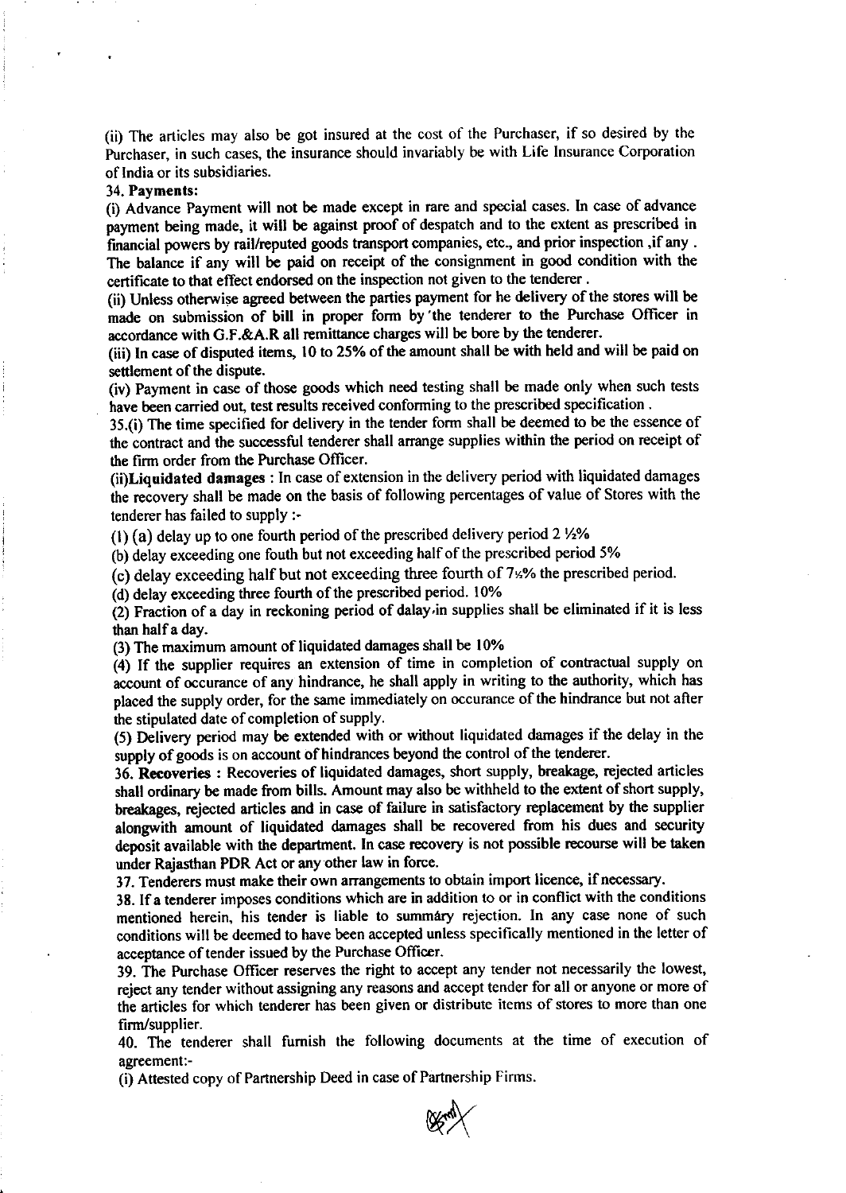(ii) The articles may also be got insured at the cost of the Purchaser, if so desired by the Purchaser, in such cases, the insurance should invariably be with Life Insurance Corporation of India or its subsidiaries.

34. **Payments:**

(i) Advance Payment will not be made except in rare and special cases. In case of advance payment being made, it will be against proof of despatch and to the extent as prescribed in financial powers by rail/reputed goods transport companies, etc., and prior inspection ,if any . The balance if any will be paid on receipt of the consignment in good condition with the certificate to that effect endorsed on the inspection not given to the tenderer .

(ii) Unless otherwise agreed between the parties payment for he delivery of the stores will be made on submission of bill in proper form by 'the tenderer to the Purchase Officer in accordance with G.F.&A.R all remittance charges will be bore by the tenderer.

(iii) In case of disputed items, 10 to 25% of the amount shall be with held and will be paid on settlement of the dispute.

(iv) Payment in case of those goods which need testing shall be made only when such tests have been carried out, test results received conforming to the prescribed specification .

35.(i) The time specified for delivery in the tender form shall be deemed to be the essence of the contract and the successful tenderer shall arrange supplies within the period on receipt of the firm order from the Purchase Officer.

(ii)**Liquidated damages** : In case of extension in the delivery period with liquidated damages the recovery shall be made on the basis of following percentages of value of Stores with the tenderer has failed to supply :-

(1) (a) delay up to one fourth period of the prescribed delivery period 2 ½%

(b) delay exceeding one fouth but not exceeding half of the prescribed period 5%

(c) delay exceeding half but not exceeding three fourth of 7½% the prescribed period.

(d) delay exceeding three fourth of the prescribed period. 10%

(2) Fraction of a day in reckoning period of dalay,in supplies shall be eliminated if it is less than half a day.

(3) The maximum amount of liquidated damages shall be 10%

(4) If the supplier requires an extension of time in completion of contractual supply on account of occurance of any hindrance, he shall apply in writing to the authority, which has placed the supply order, for the same immediately on occurance of the hindrance but not after the stipulated date of completion of supply.

(5) Delivery period may be extended with or without liquidated damages if the delay in the supply of goods is on account of hindrances beyond the control of the tenderer.

36. **Recoveries** : Recoveries of liquidated damages, short supply, breakage, rejected articles shall ordinary be made from bills. Amount may also be withheld to the extent of short supply, breakages, rejected articles and in case of failure in satisfactory replacement by the supplier alongwith amount of liquidated damages shall be recovered from his dues and security deposit available with the department. In case recovery is not possible recourse will be taken under Rajasthan PDR Act or any other law in force.

37. Tenderers must make their own arrangements to obtain import licence, if necessary.

38. If a tenderer imposes conditions which are in addition to or in conflict with the conditions mentioned herein, his tender is liable to summary rejection. In any case none of such conditions will be deemed to have been accepted unless specifically mentioned in the letter of acceptance of tender issued by the Purchase Officer.

39. The Purchase Officer reserves the right to accept any tender not necessarily the lowest, reject any tender without assigning any reasons and accept tender for all or anyone or more of the articles for which tenderer has been given or distribute items of stores to more than one firm/supplier.

40. The tenderer shall furnish the following documents at the time of execution of agreement:-

(i) Attested copy of Partnership Deed in case of Partnership Firms.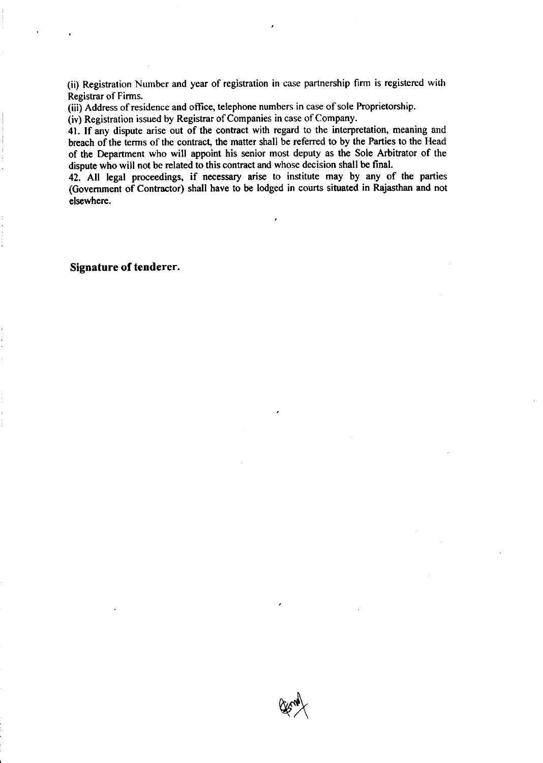(ii) Registration Number and year of registration in case partnership firm is registered with Registrar of Firms.

(iii) Address of residence and office, telephone numbers in case of sole Proprietorship.

(iv) Registration issued by Registrar of Companies in case of Company.

41. If any dispute arise out of the contract with regard to the interpretation, meaning and breach of the terms of the contract, the matter shall be referred to by the Parties to the Head of the Department who will appoint his senior most deputy as the Sole Arbitrator of the dispute who will not be related to this contract and whose decision shall be final.

42. All legal proceedings, if necessary arise to institute may by any of the parties (Government of Contractor) shall have to be lodged in courts situated in Rajasthan and not elsewhere.

**Signature of tenderer.**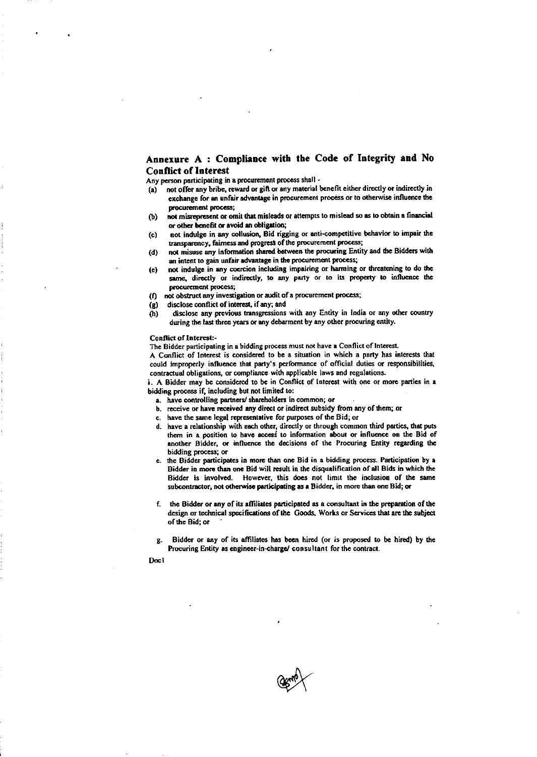## Annexure A : Compliance with the Code of Integrity and No Conflict of Interest

Any person participating in a procurement process shall -

(a) not offer any bribe, reward or gift or any material benefit either directly or indirectly in exchange for an unfair advantage in procurement process or to otherwise influence the procurement process;

(b) not misrepresent or omit that misleads or attempts to mislead so as to obtain a financial or other benefit or avoid an obligation;

(c) not indulge in any collusion, Bid rigging or anti-competitive behavior to impair the transparency, fairness and progress of the procurement process;

(d) not misuse any information shared between the procuring Entity and the Bidders with an intent to gain unfair advantage in the procurement process;

(e) not indulge in any coercion including impairing or harming or threatening to do the same, directly or indirectly, to any party or to its property to influence the procurement process;

(f) not obstruct any investigation or audit of a procurement process;

(g) disclose conflict of interest, if any; and

(h) disclose any previous transgressions with any Entity in India or any other country during the last three years or any debarment by any other procuring entity.

**Conflict of Interest:-**

The Bidder participating in a bidding process must not have a Conflict of Interest.

A Conflict of Interest is considered to be a situation in which a party has interests that could improperly influence that party's performance of official duties or responsibilities, contractual obligations, or compliance with applicable laws and regulations.

i. A Bidder may be considered to be in Conflict of Interest with one or more parties in a bidding process if, including but not limited to:

a. have controlling partners/ shareholders in common; or

b. receive or have received any direct or indirect subsidy from any of them; or

c. have the same legal representative for purposes of the Bid; or

d. have a relationship with each other, directly or through common third parties, that puts them in a position to have access to information about or influence on the Bid of another Bidder, or influence the decisions of the Procuring Entity regarding the bidding process; or

e. the Bidder participates in more than one Bid in a bidding process. Participation by a Bidder in more than one Bid will result in the disqualification of all Bids in which the Bidder is involved. However, this does not limit the inclusion of the same subcontractor, not otherwise participating as a Bidder, in more than one Bid; or

f. the Bidder or any of its affiliates participated as a consultant in the preparation of the design or technical specifications of the Goods, Works or Services that are the subject of the Bid; or

g. Bidder or any of its affiliates has been hired (or is proposed to be hired) by the Procuring Entity as engineer-in-charge/ consultant for the contract.

Doc1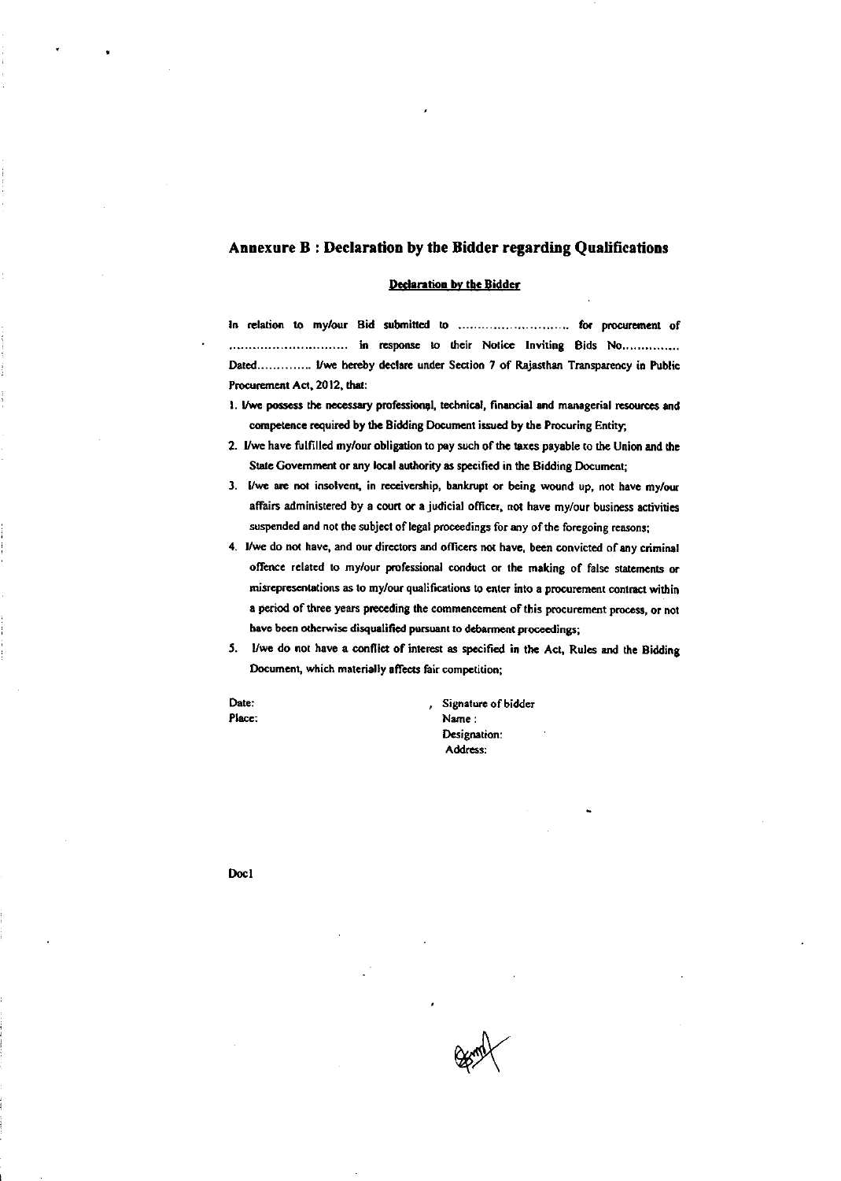## Annexure B : Declaration by the Bidder regarding Qualifications

**Declaration by the Bidder**

In relation to my/our Bid submitted to ............................ for procurement of .............................. in response to their Notice Inviting Bids No............... Dated............. I/we hereby declare under Section 7 of Rajasthan Transparency in Public Procurement Act, 2012, that:

1. I/we possess the necessary professional, technical, financial and managerial resources and competence required by the Bidding Document issued by the Procuring Entity;
2. I/we have fulfilled my/our obligation to pay such of the taxes payable to the Union and the State Government or any local authority as specified in the Bidding Document;
3. I/we are not insolvent, in receivership, bankrupt or being wound up, not have my/our affairs administered by a court or a judicial officer, not have my/our business activities suspended and not the subject of legal proceedings for any of the foregoing reasons;
4. I/we do not have, and our directors and officers not have, been convicted of any criminal offence related to my/our professional conduct or the making of false statements or misrepresentations as to my/our qualifications to enter into a procurement contract within a period of three years preceding the commencement of this procurement process, or not have been otherwise disqualified pursuant to debarment proceedings;
5. I/we do not have a conflict of interest as specified in the Act, Rules and the Bidding Document, which materially affects fair competition;

Date:
Place:

Signature of bidder
Name :
Designation:
Address:

Doc1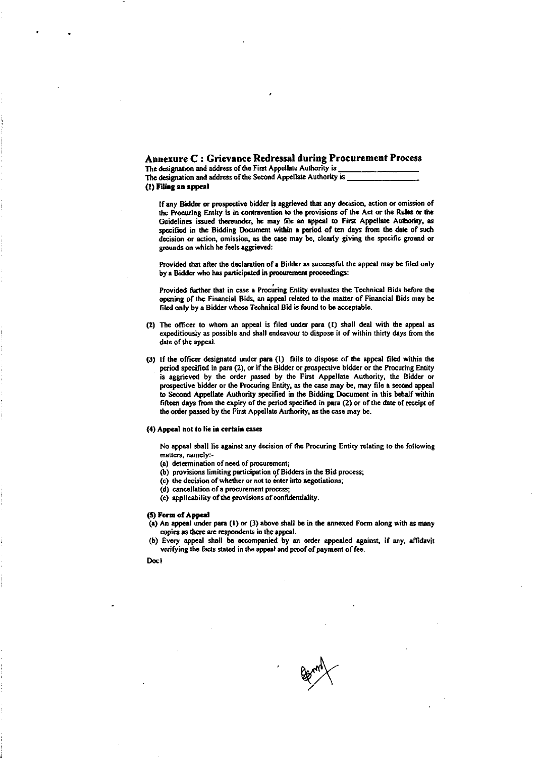## Annexure C : Grievance Redressal during Procurement Process

The designation and address of the First Appellate Authority is \_\_\_\_\_\_\_\_\_\_\_\_\_\_\_\_

The designation and address of the Second Appellate Authority is \_\_\_\_\_\_\_\_\_\_\_\_\_\_\_\_

**(1) Filing an appeal**

If any Bidder or prospective bidder is aggrieved that any decision, action or omission of the Procuring Entity is in contravention to the provisions of the Act or the Rules or the Guidelines issued thereunder, he may file an appeal to First Appellate Authority, as specified in the Bidding Document within a period of ten days from the date of such decision or action, omission, as the case may be, clearly giving the specific ground or grounds on which he feels aggrieved:

Provided that after the declaration of a Bidder as successful the appeal may be filed only by a Bidder who has participated in procurement proceedings:

Provided further that in case a Procuring Entity evaluates the Technical Bids before the opening of the Financial Bids, an appeal related to the matter of Financial Bids may be filed only by a Bidder whose Technical Bid is found to be acceptable.

(2) The officer to whom an appeal is filed under para (1) shall deal with the appeal as expeditiously as possible and shall endeavour to dispose it of within thirty days from the date of the appeal.

(3) If the officer designated under para (1) fails to dispose of the appeal filed within the period specified in para (2), or if the Bidder or prospective bidder or the Procuring Entity is aggrieved by the order passed by the First Appellate Authority, the Bidder or prospective bidder or the Procuring Entity, as the case may be, may file a second appeal to Second Appellate Authority specified in the Bidding Document in this behalf within fifteen days from the expiry of the period specified in para (2) or of the date of receipt of the order passed by the First Appellate Authority, as the case may be.

**(4) Appeal not to lie in certain cases**

No appeal shall lie against any decision of the Procuring Entity relating to the following matters, namely:-

(a) determination of need of procurement;
(b) provisions limiting participation of Bidders in the Bid process;
(c) the decision of whether or not to enter into negotiations;
(d) cancellation of a procurement process;
(e) applicability of the provisions of confidentiality.

**(5) Form of Appeal**

(a) An appeal under para (1) or (3) above shall be in the annexed Form along with as many copies as there are respondents in the appeal.
(b) Every appeal shall be accompanied by an order appealed against, if any, affidavit verifying the facts stated in the appeal and proof of payment of fee.

Doc I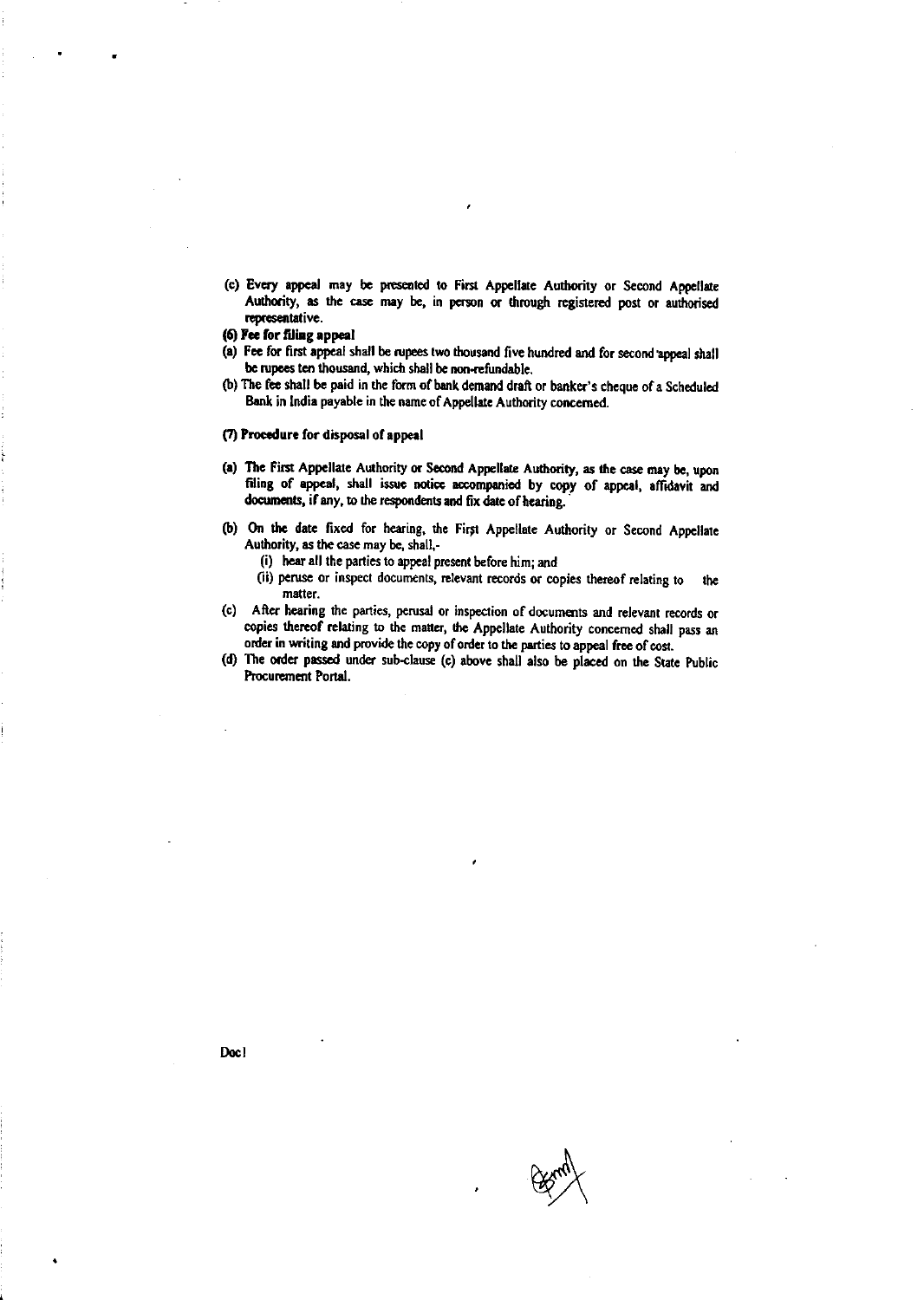(c) Every appeal may be presented to First Appellate Authority or Second Appellate Authority, as the case may be, in person or through registered post or authorised representative.

**(6) Fee for filing appeal**

(a) Fee for first appeal shall be rupees two thousand five hundred and for second appeal shall be rupees ten thousand, which shall be non-refundable.

(b) The fee shall be paid in the form of bank demand draft or banker's cheque of a Scheduled Bank in India payable in the name of Appellate Authority concerned.

**(7) Procedure for disposal of appeal**

(a) The First Appellate Authority or Second Appellate Authority, as the case may be, upon filing of appeal, shall issue notice accompanied by copy of appeal, affidavit and documents, if any, to the respondents and fix date of hearing.

(b) On the date fixed for hearing, the First Appellate Authority or Second Appellate Authority, as the case may be, shall,-

  (i) hear all the parties to appeal present before him; and

  (ii) peruse or inspect documents, relevant records or copies thereof relating to the matter.

(c) After hearing the parties, perusal or inspection of documents and relevant records or copies thereof relating to the matter, the Appellate Authority concerned shall pass an order in writing and provide the copy of order to the parties to appeal free of cost.

(d) The order passed under sub-clause (c) above shall also be placed on the State Public Procurement Portal.

Doc I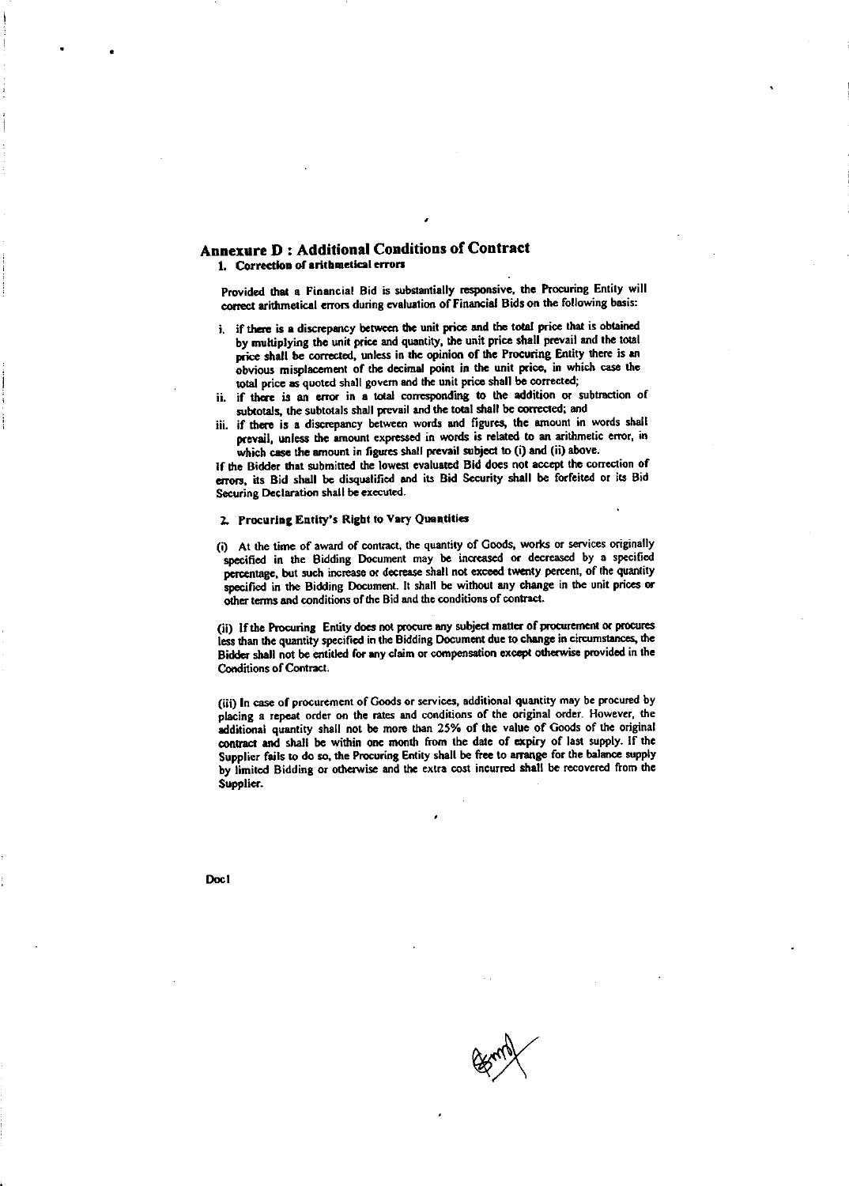## Annexure D : Additional Conditions of Contract

### 1. Correction of arithmetical errors

Provided that a Financial Bid is substantially responsive, the Procuring Entity will correct arithmetical errors during evaluation of Financial Bids on the following basis:

i. if there is a discrepancy between the unit price and the total price that is obtained by multiplying the unit price and quantity, the unit price shall prevail and the total price shall be corrected, unless in the opinion of the Procuring Entity there is an obvious misplacement of the decimal point in the unit price, in which case the total price as quoted shall govern and the unit price shall be corrected;

ii. if there is an error in a total corresponding to the addition or subtraction of subtotals, the subtotals shall prevail and the total shall be corrected; and

iii. if there is a discrepancy between words and figures, the amount in words shall prevail, unless the amount expressed in words is related to an arithmetic error, in which case the amount in figures shall prevail subject to (i) and (ii) above.

If the Bidder that submitted the lowest evaluated Bid does not accept the correction of errors, its Bid shall be disqualified and its Bid Security shall be forfeited or its Bid Securing Declaration shall be executed.

### 2. Procuring Entity's Right to Vary Quantities

(i) At the time of award of contract, the quantity of Goods, works or services originally specified in the Bidding Document may be increased or decreased by a specified percentage, but such increase or decrease shall not exceed twenty percent, of the quantity specified in the Bidding Document. It shall be without any change in the unit prices or other terms and conditions of the Bid and the conditions of contract.

(ii) If the Procuring Entity does not procure any subject matter of procurement or procures less than the quantity specified in the Bidding Document due to change in circumstances, the Bidder shall not be entitled for any claim or compensation except otherwise provided in the Conditions of Contract.

(iii) In case of procurement of Goods or services, additional quantity may be procured by placing a repeat order on the rates and conditions of the original order. However, the additional quantity shall not be more than 25% of the value of Goods of the original contract and shall be within one month from the date of expiry of last supply. If the Supplier fails to do so, the Procuring Entity shall be free to arrange for the balance supply by limited Bidding or otherwise and the extra cost incurred shall be recovered from the Supplier.

Doc1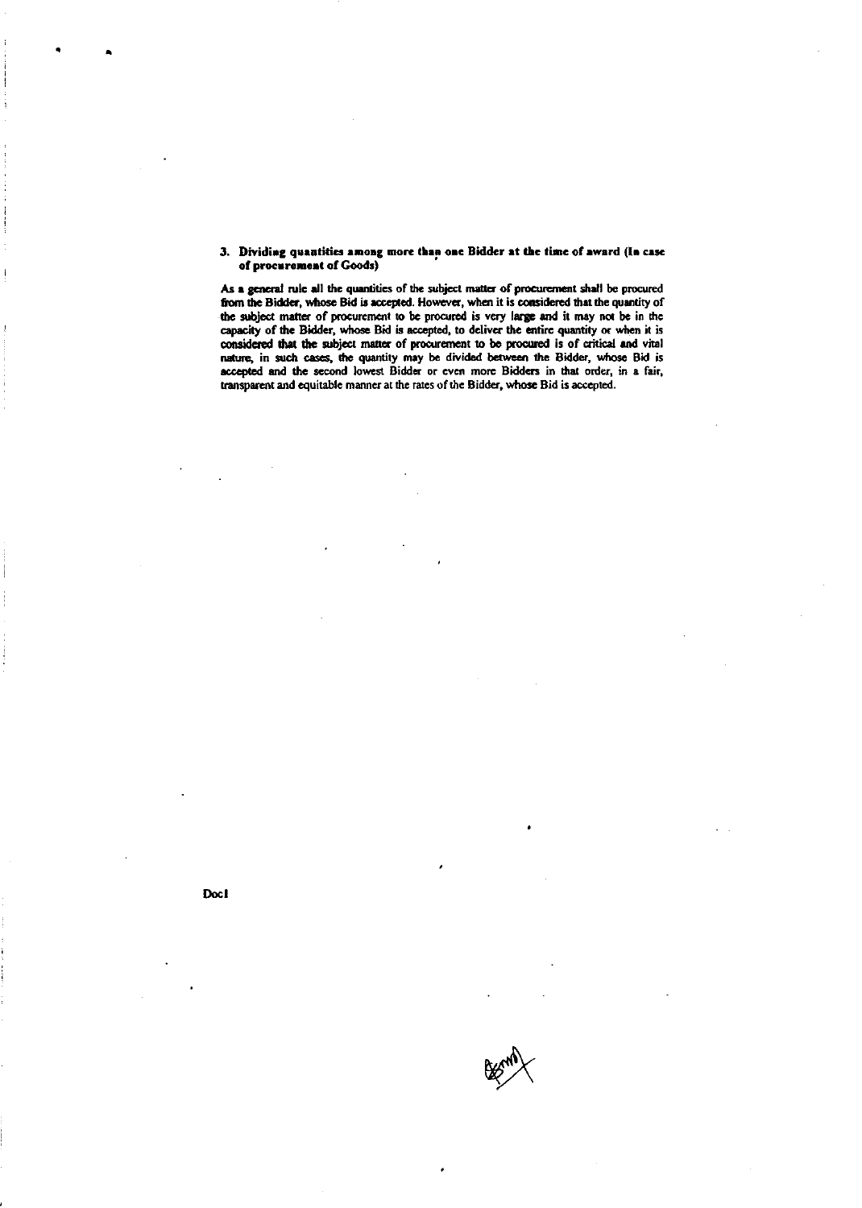**3. Dividing quantities among more than one Bidder at the time of award (In case of procurement of Goods)**

As a general rule all the quantities of the subject matter of procurement shall be procured from the Bidder, whose Bid is accepted. However, when it is considered that the quantity of the subject matter of procurement to be procured is very large and it may not be in the capacity of the Bidder, whose Bid is accepted, to deliver the entire quantity or when it is considered that the subject matter of procurement to be procured is of critical and vital nature, in such cases, the quantity may be divided between the Bidder, whose Bid is accepted and the second lowest Bidder or even more Bidders in that order, in a fair, transparent and equitable manner at the rates of the Bidder, whose Bid is accepted.

Doc I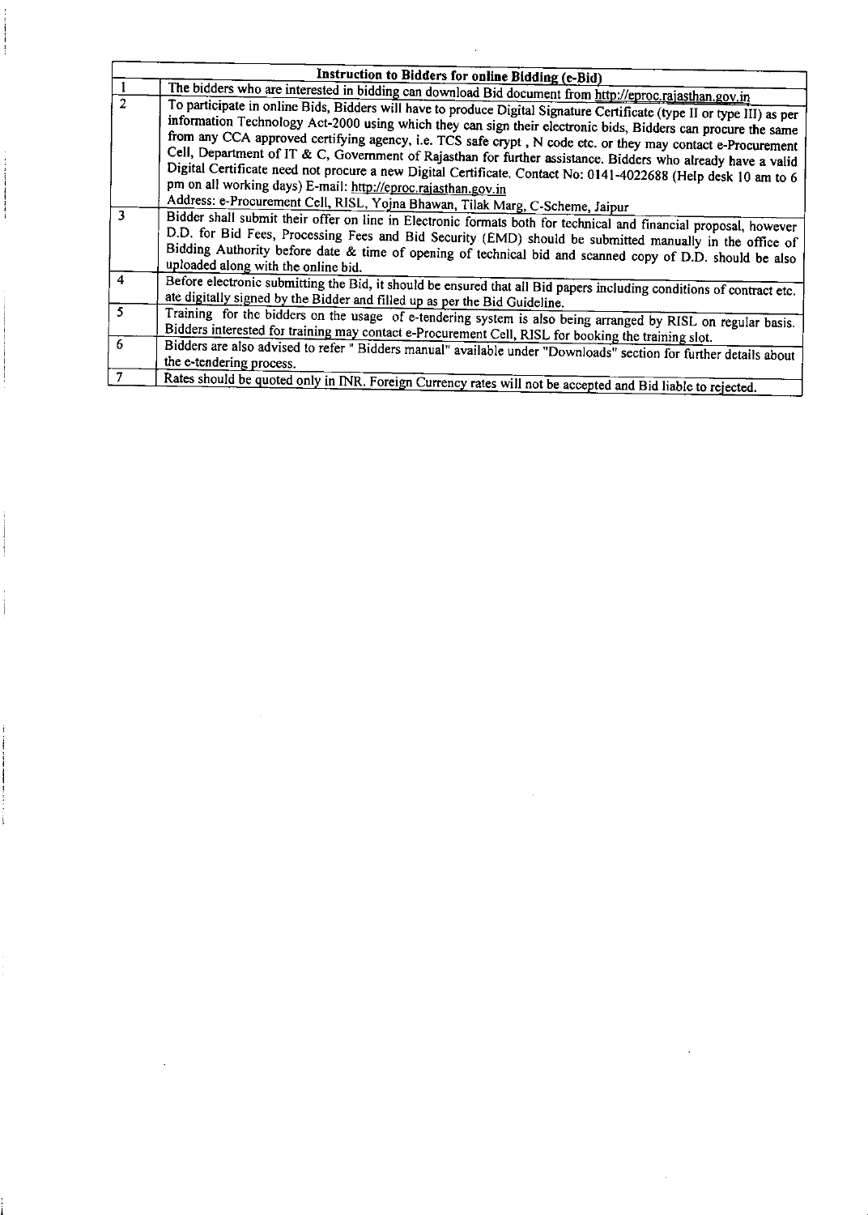| | Instruction to Bidders for online Bidding (e-Bid) |
|---|---|
| 1 | The bidders who are interested in bidding can download Bid document from http://eproc.rajasthan.gov.in |
| 2 | To participate in online Bids, Bidders will have to produce Digital Signature Certificate (type II or type III) as per information Technology Act-2000 using which they can sign their electronic bids, Bidders can procure the same from any CCA approved certifying agency, i.e. TCS safe crypt , N code etc. or they may contact e-Procurement Cell, Department of IT & C, Government of Rajasthan for further assistance. Bidders who already have a valid Digital Certificate need not procure a new Digital Certificate. Contact No: 0141-4022688 (Help desk 10 am to 6 pm on all working days) E-mail: http://eproc.rajasthan.gov.in<br>Address: e-Procurement Cell, RISL, Yojna Bhawan, Tilak Marg, C-Scheme, Jaipur |
| 3 | Bidder shall submit their offer on line in Electronic formats both for technical and financial proposal, however D.D. for Bid Fees, Processing Fees and Bid Security (EMD) should be submitted manually in the office of Bidding Authority before date & time of opening of technical bid and scanned copy of D.D. should be also uploaded along with the online bid. |
| 4 | Before electronic submitting the Bid, it should be ensured that all Bid papers including conditions of contract etc. ate digitally signed by the Bidder and filled up as per the Bid Guideline. |
| 5 | Training for the bidders on the usage of e-tendering system is also being arranged by RISL on regular basis. Bidders interested for training may contact e-Procurement Cell, RISL for booking the training slot. |
| 6 | Bidders are also advised to refer " Bidders manual" available under "Downloads" section for further details about the e-tendering process. |
| 7 | Rates should be quoted only in INR. Foreign Currency rates will not be accepted and Bid liable to rejected. |